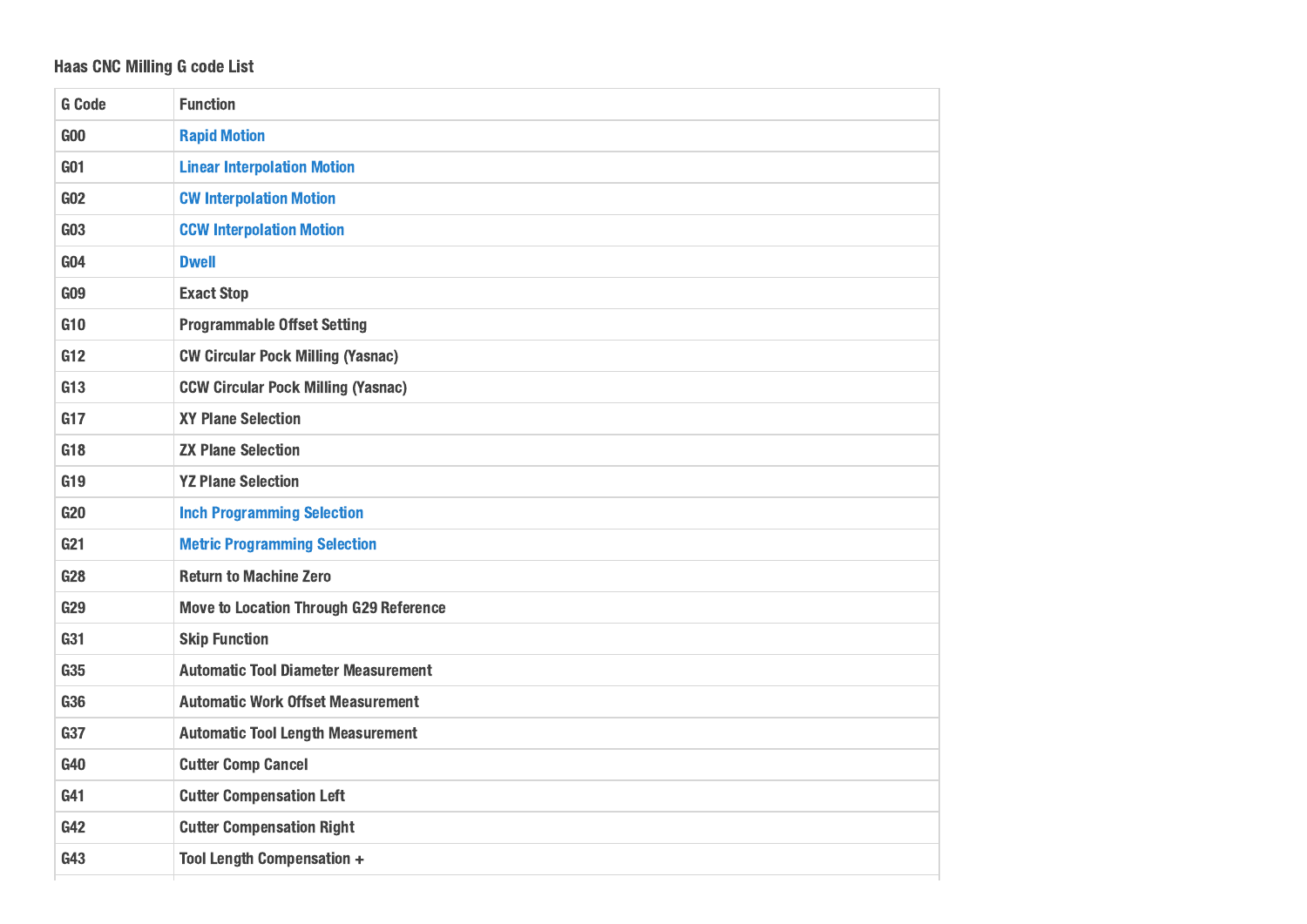## Haas CNC Milling G code List

| G Code | Function |
|---|---|
| G00 | Rapid Motion |
| G01 | Linear Interpolation Motion |
| G02 | CW Interpolation Motion |
| G03 | CCW Interpolation Motion |
| G04 | Dwell |
| G09 | Exact Stop |
| G10 | Programmable Offset Setting |
| G12 | CW Circular Pock Milling (Yasnac) |
| G13 | CCW Circular Pock Milling (Yasnac) |
| G17 | XY Plane Selection |
| G18 | ZX Plane Selection |
| G19 | YZ Plane Selection |
| G20 | Inch Programming Selection |
| G21 | Metric Programming Selection |
| G28 | Return to Machine Zero |
| G29 | Move to Location Through G29 Reference |
| G31 | Skip Function |
| G35 | Automatic Tool Diameter Measurement |
| G36 | Automatic Work Offset Measurement |
| G37 | Automatic Tool Length Measurement |
| G40 | Cutter Comp Cancel |
| G41 | Cutter Compensation Left |
| G42 | Cutter Compensation Right |
| G43 | Tool Length Compensation + |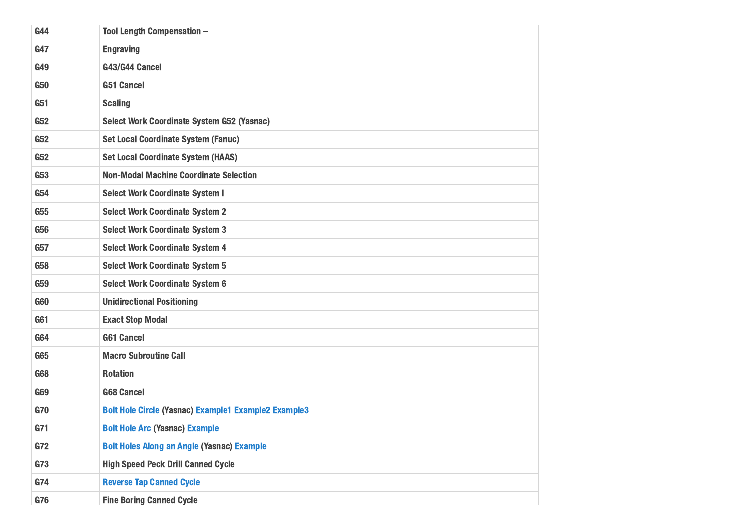| | |
|---|---|
| G44 | Tool Length Compensation – |
| G47 | Engraving |
| G49 | G43/G44 Cancel |
| G50 | G51 Cancel |
| G51 | Scaling |
| G52 | Select Work Coordinate System G52 (Yasnac) |
| G52 | Set Local Coordinate System (Fanuc) |
| G52 | Set Local Coordinate System (HAAS) |
| G53 | Non-Modal Machine Coordinate Selection |
| G54 | Select Work Coordinate System I |
| G55 | Select Work Coordinate System 2 |
| G56 | Select Work Coordinate System 3 |
| G57 | Select Work Coordinate System 4 |
| G58 | Select Work Coordinate System 5 |
| G59 | Select Work Coordinate System 6 |
| G60 | Unidirectional Positioning |
| G61 | Exact Stop Modal |
| G64 | G61 Cancel |
| G65 | Macro Subroutine Call |
| G68 | Rotation |
| G69 | G68 Cancel |
| G70 | Bolt Hole Circle (Yasnac) Example1 Example2 Example3 |
| G71 | Bolt Hole Arc (Yasnac) Example |
| G72 | Bolt Holes Along an Angle (Yasnac) Example |
| G73 | High Speed Peck Drill Canned Cycle |
| G74 | Reverse Tap Canned Cycle |
| G76 | Fine Boring Canned Cycle |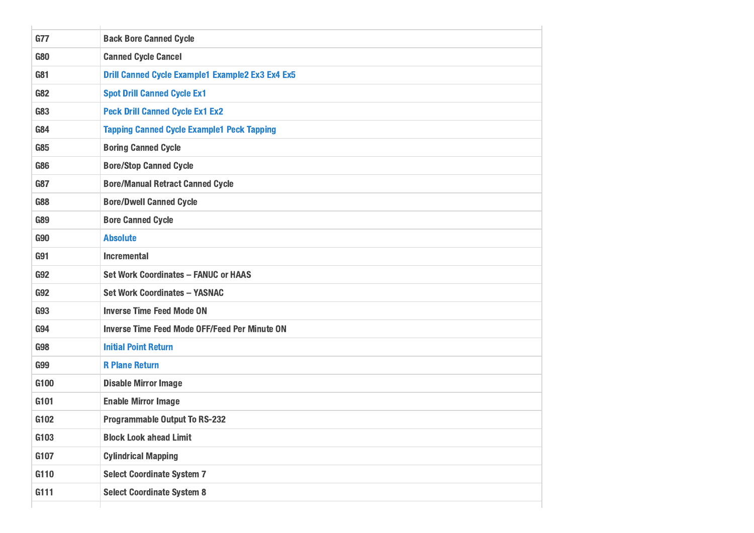| | |
|---|---|
| G77 | Back Bore Canned Cycle |
| G80 | Canned Cycle Cancel |
| G81 | Drill Canned Cycle Example1 Example2 Ex3 Ex4 Ex5 |
| G82 | Spot Drill Canned Cycle Ex1 |
| G83 | Peck Drill Canned Cycle Ex1 Ex2 |
| G84 | Tapping Canned Cycle Example1 Peck Tapping |
| G85 | Boring Canned Cycle |
| G86 | Bore/Stop Canned Cycle |
| G87 | Bore/Manual Retract Canned Cycle |
| G88 | Bore/Dwell Canned Cycle |
| G89 | Bore Canned Cycle |
| G90 | Absolute |
| G91 | Incremental |
| G92 | Set Work Coordinates – FANUC or HAAS |
| G92 | Set Work Coordinates – YASNAC |
| G93 | Inverse Time Feed Mode ON |
| G94 | Inverse Time Feed Mode OFF/Feed Per Minute ON |
| G98 | Initial Point Return |
| G99 | R Plane Return |
| G100 | Disable Mirror Image |
| G101 | Enable Mirror Image |
| G102 | Programmable Output To RS-232 |
| G103 | Block Look ahead Limit |
| G107 | Cylindrical Mapping |
| G110 | Select Coordinate System 7 |
| G111 | Select Coordinate System 8 |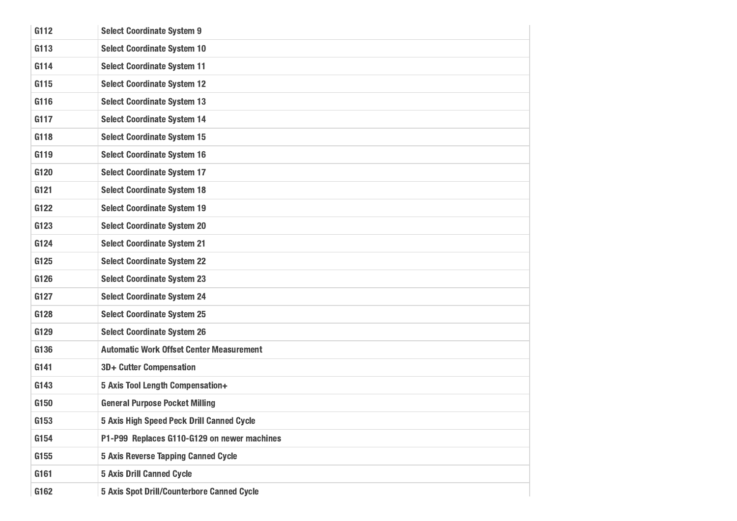| | |
|---|---|
| G112 | Select Coordinate System 9 |
| G113 | Select Coordinate System 10 |
| G114 | Select Coordinate System 11 |
| G115 | Select Coordinate System 12 |
| G116 | Select Coordinate System 13 |
| G117 | Select Coordinate System 14 |
| G118 | Select Coordinate System 15 |
| G119 | Select Coordinate System 16 |
| G120 | Select Coordinate System 17 |
| G121 | Select Coordinate System 18 |
| G122 | Select Coordinate System 19 |
| G123 | Select Coordinate System 20 |
| G124 | Select Coordinate System 21 |
| G125 | Select Coordinate System 22 |
| G126 | Select Coordinate System 23 |
| G127 | Select Coordinate System 24 |
| G128 | Select Coordinate System 25 |
| G129 | Select Coordinate System 26 |
| G136 | Automatic Work Offset Center Measurement |
| G141 | 3D+ Cutter Compensation |
| G143 | 5 Axis Tool Length Compensation+ |
| G150 | General Purpose Pocket Milling |
| G153 | 5 Axis High Speed Peck Drill Canned Cycle |
| G154 | P1-P99 Replaces G110-G129 on newer machines |
| G155 | 5 Axis Reverse Tapping Canned Cycle |
| G161 | 5 Axis Drill Canned Cycle |
| G162 | 5 Axis Spot Drill/Counterbore Canned Cycle |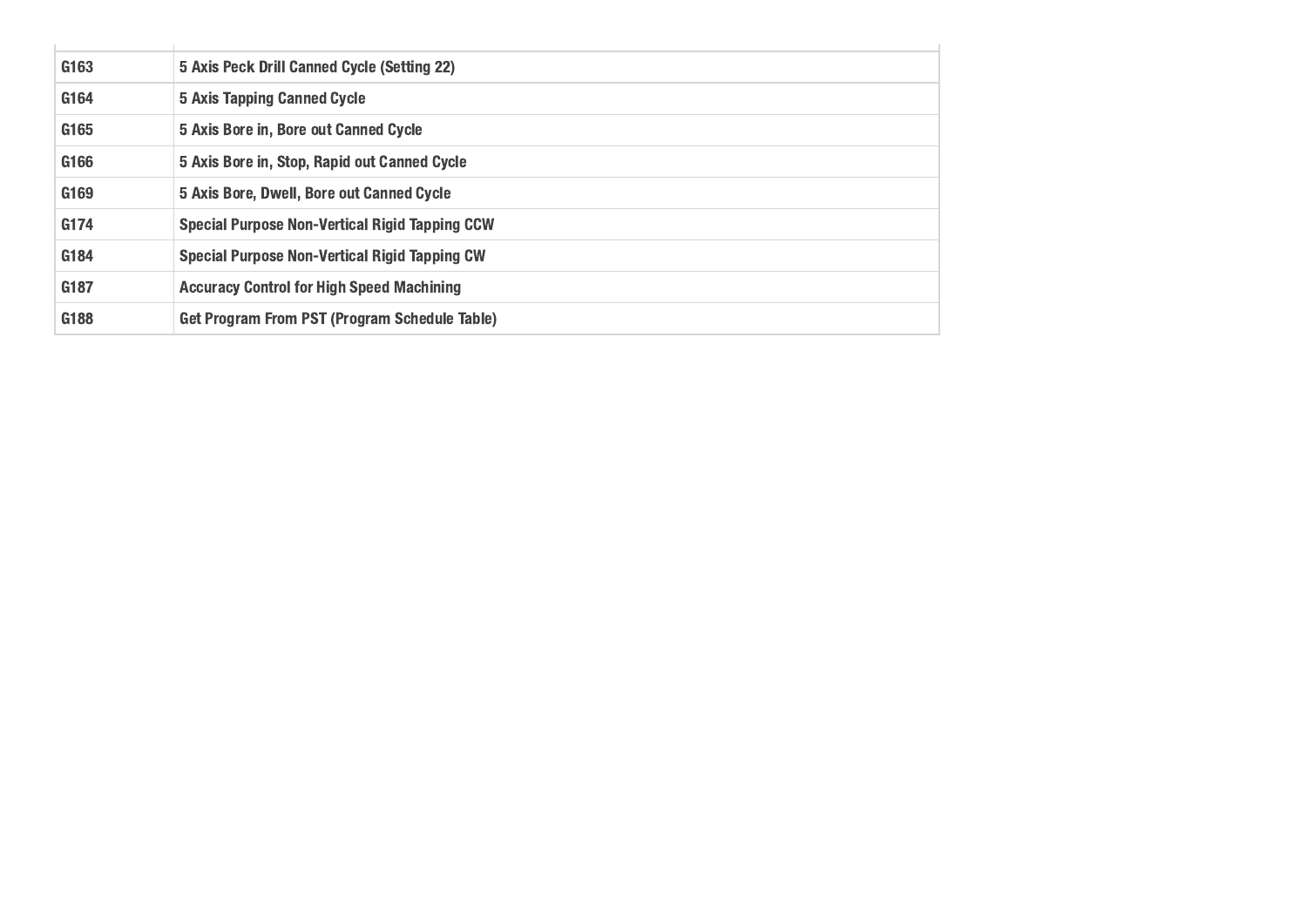| | |
|---|---|
| G163 | 5 Axis Peck Drill Canned Cycle (Setting 22) |
| G164 | 5 Axis Tapping Canned Cycle |
| G165 | 5 Axis Bore in, Bore out Canned Cycle |
| G166 | 5 Axis Bore in, Stop, Rapid out Canned Cycle |
| G169 | 5 Axis Bore, Dwell, Bore out Canned Cycle |
| G174 | Special Purpose Non-Vertical Rigid Tapping CCW |
| G184 | Special Purpose Non-Vertical Rigid Tapping CW |
| G187 | Accuracy Control for High Speed Machining |
| G188 | Get Program From PST (Program Schedule Table) |